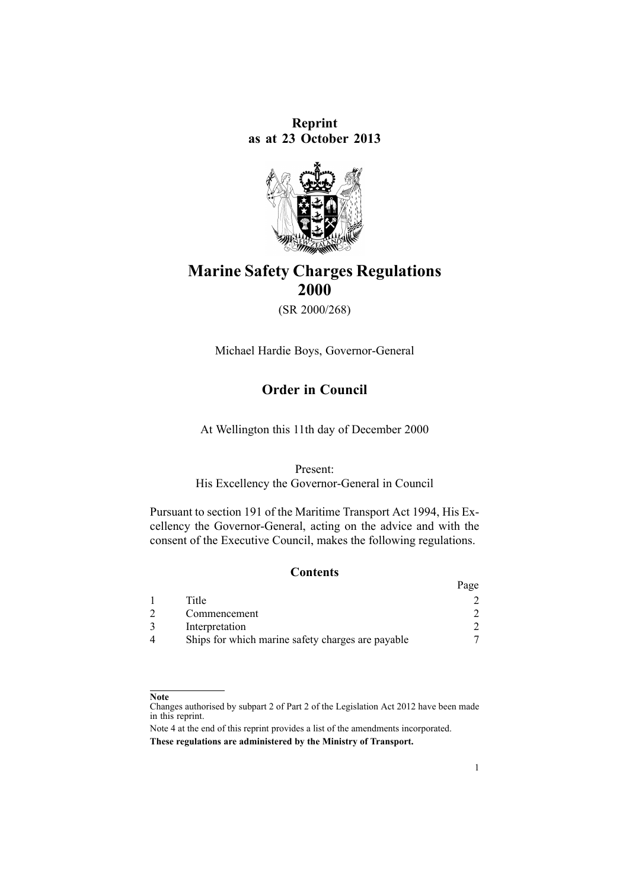**Reprint as at 23 October 2013**

# Marine Safety Charges Regulations 2000

(SR 2000/268)

Michael Hardie Boys, Governor-General

## Order in Council

At Wellington this 11th day of December 2000

Present:
His Excellency the Governor-General in Council

Pursuant to section 191 of the Maritime Transport Act 1994, His Excellency the Governor-General, acting on the advice and with the consent of the Executive Council, makes the following regulations.

### Contents

| | | Page |
|---|---|---|
| 1 | Title | 2 |
| 2 | Commencement | 2 |
| 3 | Interpretation | 2 |
| 4 | Ships for which marine safety charges are payable | 7 |

**Note**

Changes authorised by subpart 2 of Part 2 of the Legislation Act 2012 have been made in this reprint.

Note 4 at the end of this reprint provides a list of the amendments incorporated.

**These regulations are administered by the Ministry of Transport.**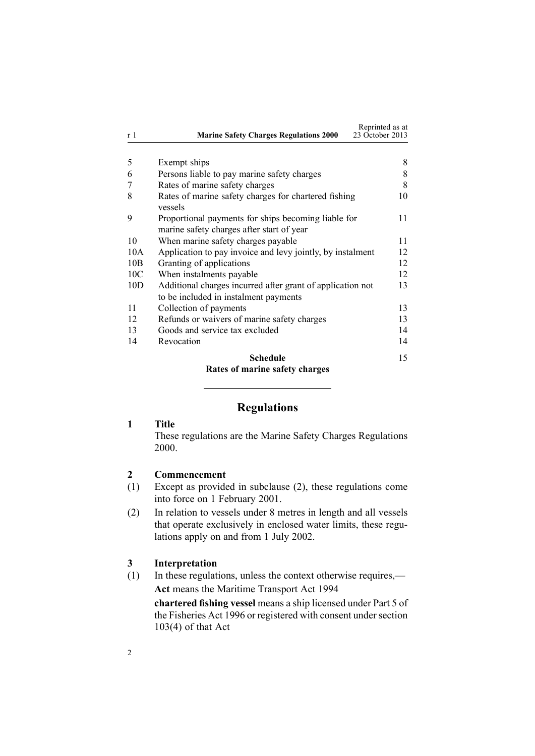| | | |
|---|---|---|
| 5 | Exempt ships | 8 |
| 6 | Persons liable to pay marine safety charges | 8 |
| 7 | Rates of marine safety charges | 8 |
| 8 | Rates of marine safety charges for chartered fishing vessels | 10 |
| 9 | Proportional payments for ships becoming liable for marine safety charges after start of year | 11 |
| 10 | When marine safety charges payable | 11 |
| 10A | Application to pay invoice and levy jointly, by instalment | 12 |
| 10B | Granting of applications | 12 |
| 10C | When instalments payable | 12 |
| 10D | Additional charges incurred after grant of application not to be included in instalment payments | 13 |
| 11 | Collection of payments | 13 |
| 12 | Refunds or waivers of marine safety charges | 13 |
| 13 | Goods and service tax excluded | 14 |
| 14 | Revocation | 14 |
| | **Schedule** **Rates of marine safety charges** | 15 |

---

## Regulations

### 1 Title

These regulations are the Marine Safety Charges Regulations 2000.

### 2 Commencement

(1) Except as provided in subclause (2), these regulations come into force on 1 February 2001.

(2) In relation to vessels under 8 metres in length and all vessels that operate exclusively in enclosed water limits, these regulations apply on and from 1 July 2002.

### 3 Interpretation

(1) In these regulations, unless the context otherwise requires,—

**Act** means the Maritime Transport Act 1994

**chartered fishing vessel** means a ship licensed under Part 5 of the Fisheries Act 1996 or registered with consent under section 103(4) of that Act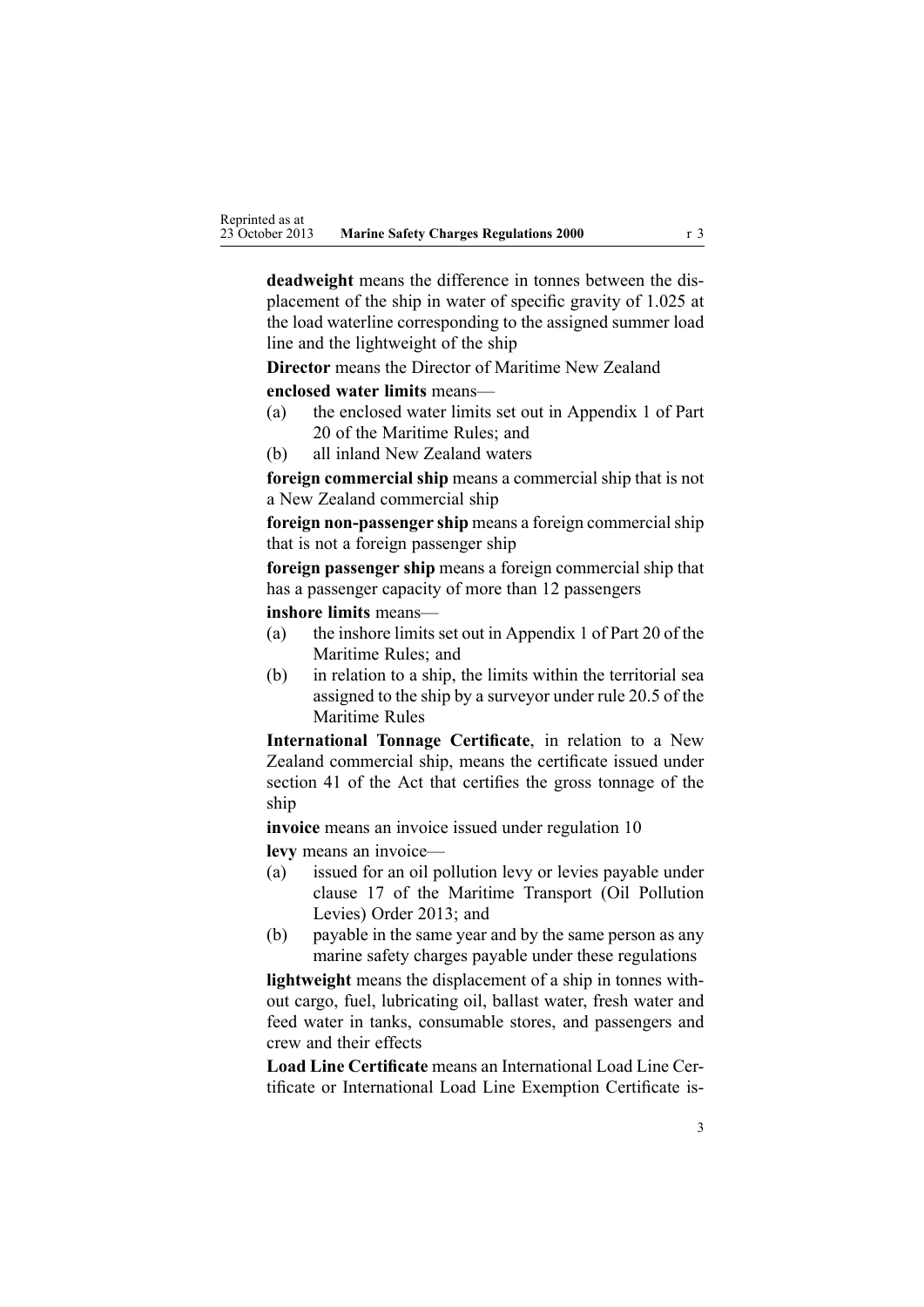**deadweight** means the difference in tonnes between the displacement of the ship in water of specific gravity of 1.025 at the load waterline corresponding to the assigned summer load line and the lightweight of the ship

**Director** means the Director of Maritime New Zealand

**enclosed water limits** means—

(a) the enclosed water limits set out in Appendix 1 of Part 20 of the Maritime Rules; and

(b) all inland New Zealand waters

**foreign commercial ship** means a commercial ship that is not a New Zealand commercial ship

**foreign non-passenger ship** means a foreign commercial ship that is not a foreign passenger ship

**foreign passenger ship** means a foreign commercial ship that has a passenger capacity of more than 12 passengers

**inshore limits** means—

(a) the inshore limits set out in Appendix 1 of Part 20 of the Maritime Rules; and

(b) in relation to a ship, the limits within the territorial sea assigned to the ship by a surveyor under rule 20.5 of the Maritime Rules

**International Tonnage Certificate**, in relation to a New Zealand commercial ship, means the certificate issued under section 41 of the Act that certifies the gross tonnage of the ship

**invoice** means an invoice issued under regulation 10

**levy** means an invoice—

(a) issued for an oil pollution levy or levies payable under clause 17 of the Maritime Transport (Oil Pollution Levies) Order 2013; and

(b) payable in the same year and by the same person as any marine safety charges payable under these regulations

**lightweight** means the displacement of a ship in tonnes without cargo, fuel, lubricating oil, ballast water, fresh water and feed water in tanks, consumable stores, and passengers and crew and their effects

**Load Line Certificate** means an International Load Line Certificate or International Load Line Exemption Certificate is-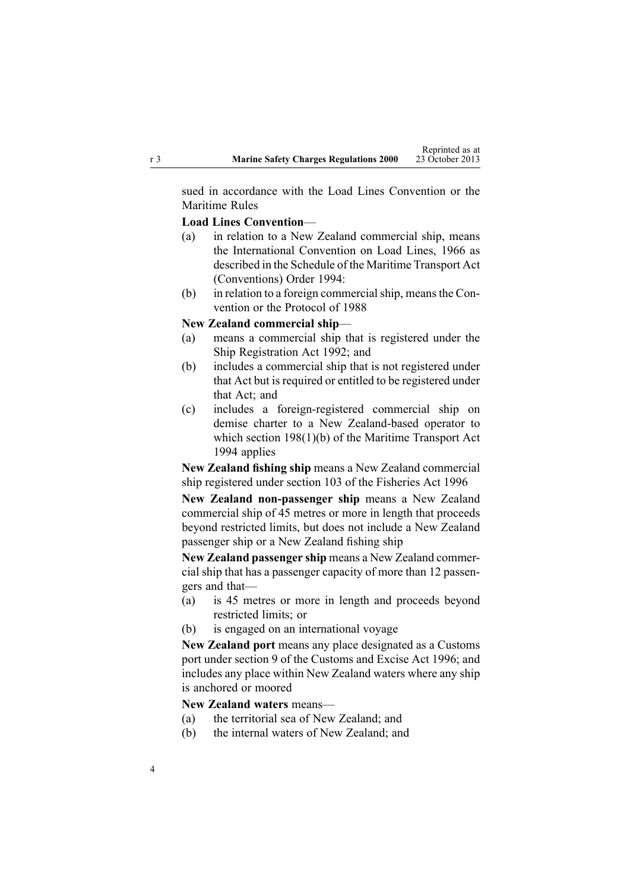sued in accordance with the Load Lines Convention or the Maritime Rules

**Load Lines Convention**—

(a) in relation to a New Zealand commercial ship, means the International Convention on Load Lines, 1966 as described in the Schedule of the Maritime Transport Act (Conventions) Order 1994:

(b) in relation to a foreign commercial ship, means the Convention or the Protocol of 1988

**New Zealand commercial ship**—

(a) means a commercial ship that is registered under the Ship Registration Act 1992; and

(b) includes a commercial ship that is not registered under that Act but is required or entitled to be registered under that Act; and

(c) includes a foreign-registered commercial ship on demise charter to a New Zealand-based operator to which section 198(1)(b) of the Maritime Transport Act 1994 applies

**New Zealand fishing ship** means a New Zealand commercial ship registered under section 103 of the Fisheries Act 1996

**New Zealand non-passenger ship** means a New Zealand commercial ship of 45 metres or more in length that proceeds beyond restricted limits, but does not include a New Zealand passenger ship or a New Zealand fishing ship

**New Zealand passenger ship** means a New Zealand commercial ship that has a passenger capacity of more than 12 passengers and that—

(a) is 45 metres or more in length and proceeds beyond restricted limits; or

(b) is engaged on an international voyage

**New Zealand port** means any place designated as a Customs port under section 9 of the Customs and Excise Act 1996; and includes any place within New Zealand waters where any ship is anchored or moored

**New Zealand waters** means—

(a) the territorial sea of New Zealand; and

(b) the internal waters of New Zealand; and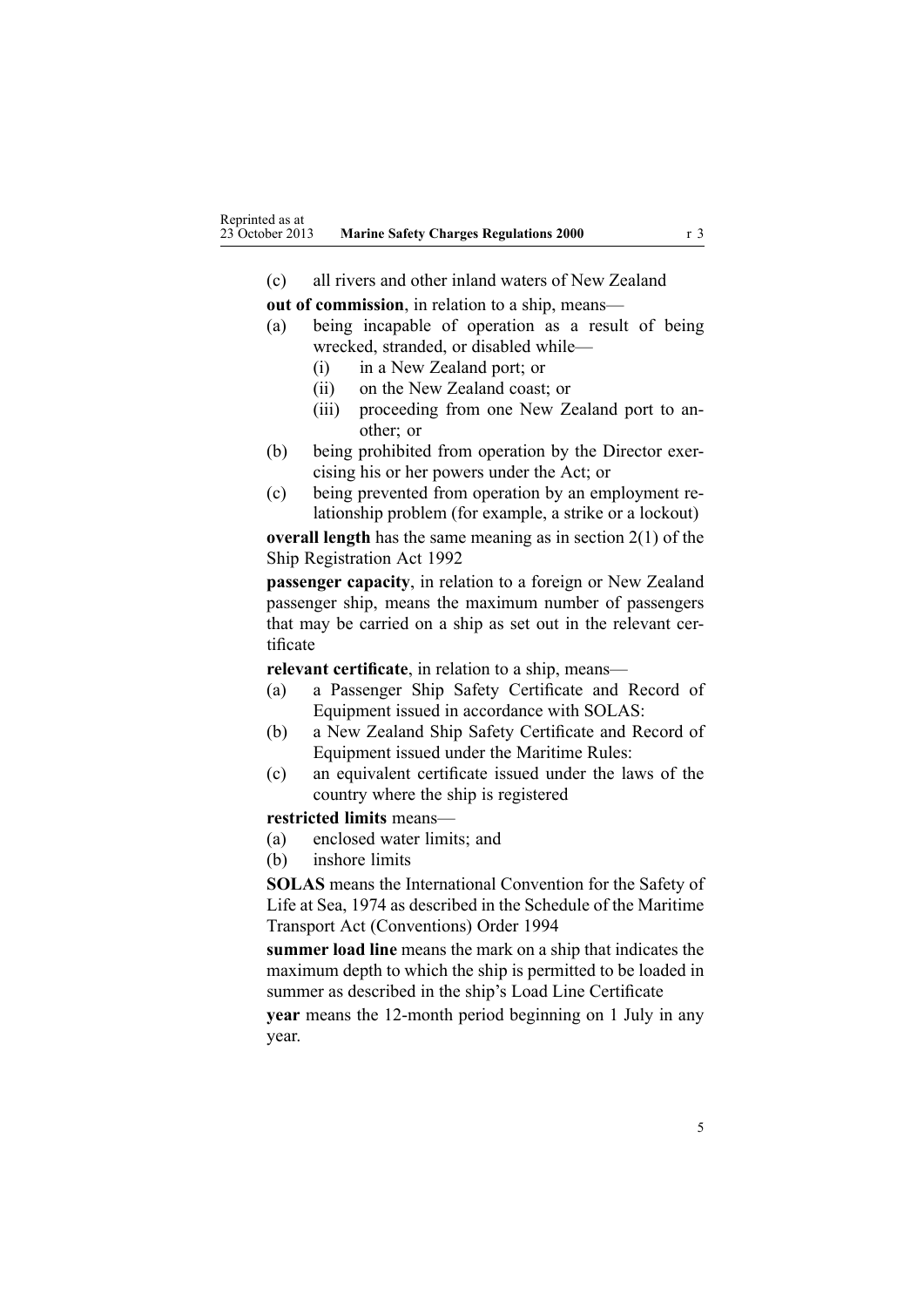(c) all rivers and other inland waters of New Zealand

**out of commission**, in relation to a ship, means—

(a) being incapable of operation as a result of being wrecked, stranded, or disabled while—
   (i) in a New Zealand port; or
   (ii) on the New Zealand coast; or
   (iii) proceeding from one New Zealand port to another; or

(b) being prohibited from operation by the Director exercising his or her powers under the Act; or

(c) being prevented from operation by an employment relationship problem (for example, a strike or a lockout)

**overall length** has the same meaning as in section 2(1) of the Ship Registration Act 1992

**passenger capacity**, in relation to a foreign or New Zealand passenger ship, means the maximum number of passengers that may be carried on a ship as set out in the relevant certificate

**relevant certificate**, in relation to a ship, means—

(a) a Passenger Ship Safety Certificate and Record of Equipment issued in accordance with SOLAS:

(b) a New Zealand Ship Safety Certificate and Record of Equipment issued under the Maritime Rules:

(c) an equivalent certificate issued under the laws of the country where the ship is registered

**restricted limits** means—

(a) enclosed water limits; and

(b) inshore limits

**SOLAS** means the International Convention for the Safety of Life at Sea, 1974 as described in the Schedule of the Maritime Transport Act (Conventions) Order 1994

**summer load line** means the mark on a ship that indicates the maximum depth to which the ship is permitted to be loaded in summer as described in the ship's Load Line Certificate

**year** means the 12-month period beginning on 1 July in any year.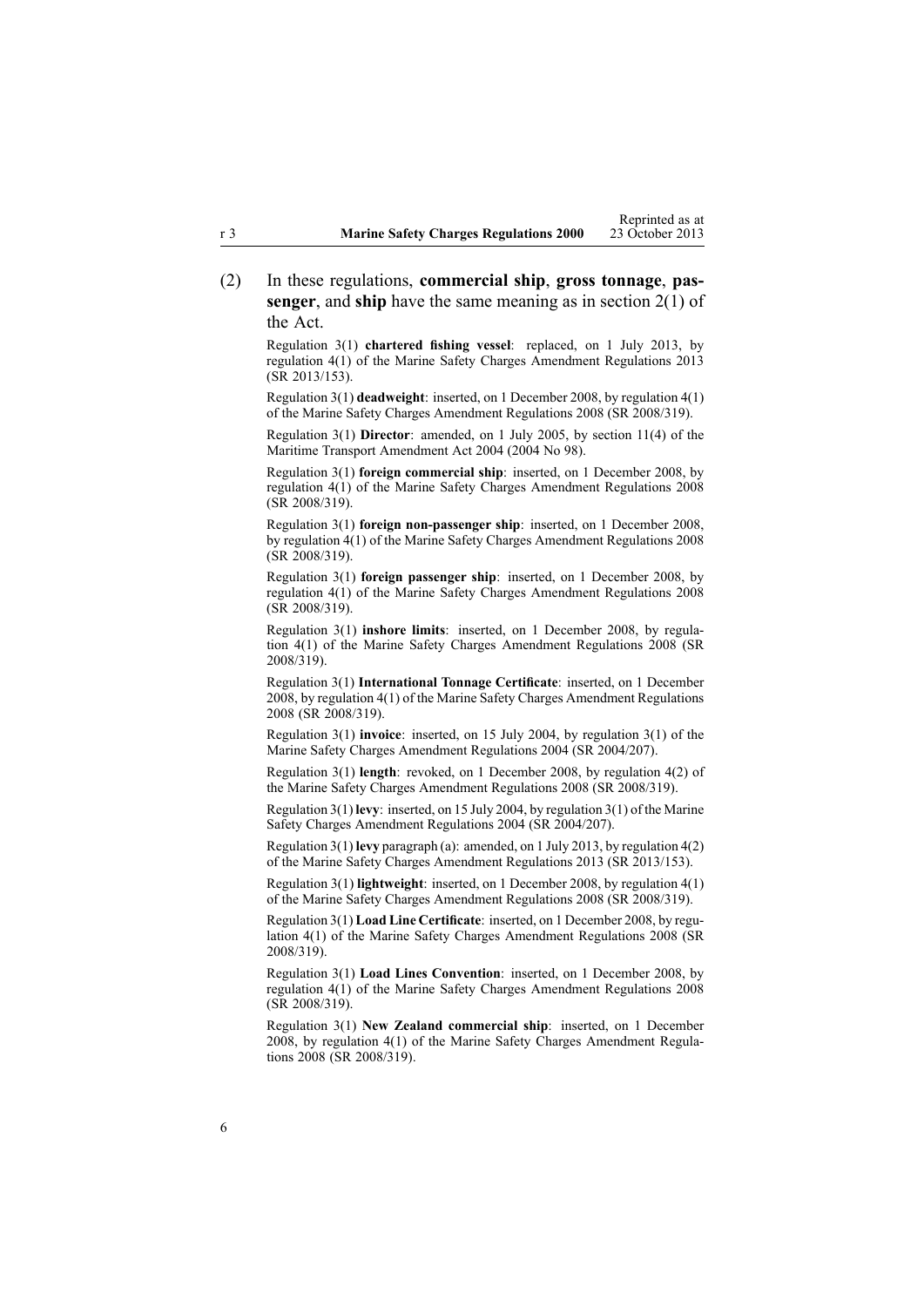(2) In these regulations, **commercial ship**, **gross tonnage**, **passenger**, and **ship** have the same meaning as in section 2(1) of the Act.

Regulation 3(1) **chartered fishing vessel**: replaced, on 1 July 2013, by regulation 4(1) of the Marine Safety Charges Amendment Regulations 2013 (SR 2013/153).

Regulation 3(1) **deadweight**: inserted, on 1 December 2008, by regulation 4(1) of the Marine Safety Charges Amendment Regulations 2008 (SR 2008/319).

Regulation 3(1) **Director**: amended, on 1 July 2005, by section 11(4) of the Maritime Transport Amendment Act 2004 (2004 No 98).

Regulation 3(1) **foreign commercial ship**: inserted, on 1 December 2008, by regulation 4(1) of the Marine Safety Charges Amendment Regulations 2008 (SR 2008/319).

Regulation 3(1) **foreign non-passenger ship**: inserted, on 1 December 2008, by regulation 4(1) of the Marine Safety Charges Amendment Regulations 2008 (SR 2008/319).

Regulation 3(1) **foreign passenger ship**: inserted, on 1 December 2008, by regulation 4(1) of the Marine Safety Charges Amendment Regulations 2008 (SR 2008/319).

Regulation 3(1) **inshore limits**: inserted, on 1 December 2008, by regulation 4(1) of the Marine Safety Charges Amendment Regulations 2008 (SR 2008/319).

Regulation 3(1) **International Tonnage Certificate**: inserted, on 1 December 2008, by regulation 4(1) of the Marine Safety Charges Amendment Regulations 2008 (SR 2008/319).

Regulation 3(1) **invoice**: inserted, on 15 July 2004, by regulation 3(1) of the Marine Safety Charges Amendment Regulations 2004 (SR 2004/207).

Regulation 3(1) **length**: revoked, on 1 December 2008, by regulation 4(2) of the Marine Safety Charges Amendment Regulations 2008 (SR 2008/319).

Regulation 3(1) **levy**: inserted, on 15 July 2004, by regulation 3(1) of the Marine Safety Charges Amendment Regulations 2004 (SR 2004/207).

Regulation 3(1) **levy** paragraph (a): amended, on 1 July 2013, by regulation 4(2) of the Marine Safety Charges Amendment Regulations 2013 (SR 2013/153).

Regulation 3(1) **lightweight**: inserted, on 1 December 2008, by regulation 4(1) of the Marine Safety Charges Amendment Regulations 2008 (SR 2008/319).

Regulation 3(1) **Load Line Certificate**: inserted, on 1 December 2008, by regulation 4(1) of the Marine Safety Charges Amendment Regulations 2008 (SR 2008/319).

Regulation 3(1) **Load Lines Convention**: inserted, on 1 December 2008, by regulation 4(1) of the Marine Safety Charges Amendment Regulations 2008 (SR 2008/319).

Regulation 3(1) **New Zealand commercial ship**: inserted, on 1 December 2008, by regulation 4(1) of the Marine Safety Charges Amendment Regulations 2008 (SR 2008/319).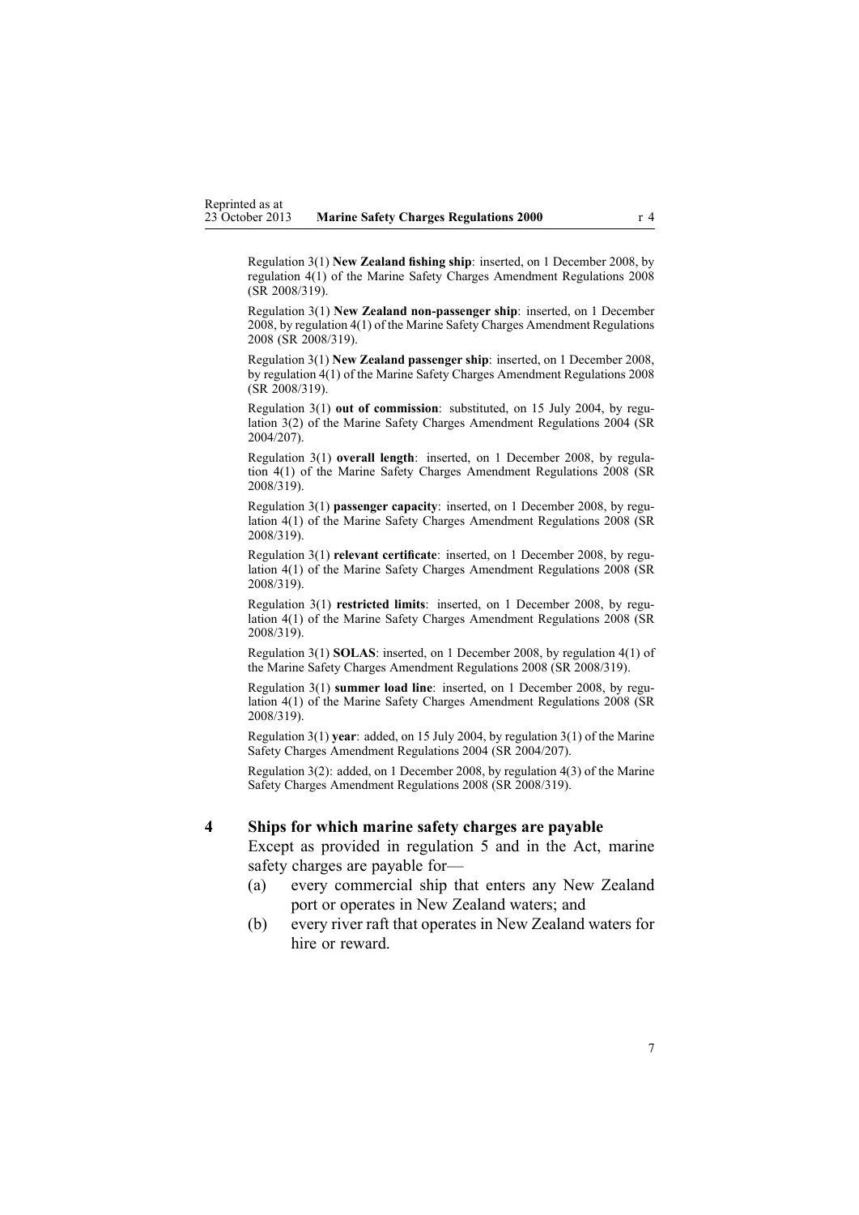Regulation 3(1) **New Zealand fishing ship**: inserted, on 1 December 2008, by regulation 4(1) of the Marine Safety Charges Amendment Regulations 2008 (SR 2008/319).

Regulation 3(1) **New Zealand non-passenger ship**: inserted, on 1 December 2008, by regulation 4(1) of the Marine Safety Charges Amendment Regulations 2008 (SR 2008/319).

Regulation 3(1) **New Zealand passenger ship**: inserted, on 1 December 2008, by regulation 4(1) of the Marine Safety Charges Amendment Regulations 2008 (SR 2008/319).

Regulation 3(1) **out of commission**: substituted, on 15 July 2004, by regulation 3(2) of the Marine Safety Charges Amendment Regulations 2004 (SR 2004/207).

Regulation 3(1) **overall length**: inserted, on 1 December 2008, by regulation 4(1) of the Marine Safety Charges Amendment Regulations 2008 (SR 2008/319).

Regulation 3(1) **passenger capacity**: inserted, on 1 December 2008, by regulation 4(1) of the Marine Safety Charges Amendment Regulations 2008 (SR 2008/319).

Regulation 3(1) **relevant certificate**: inserted, on 1 December 2008, by regulation 4(1) of the Marine Safety Charges Amendment Regulations 2008 (SR 2008/319).

Regulation 3(1) **restricted limits**: inserted, on 1 December 2008, by regulation 4(1) of the Marine Safety Charges Amendment Regulations 2008 (SR 2008/319).

Regulation 3(1) **SOLAS**: inserted, on 1 December 2008, by regulation 4(1) of the Marine Safety Charges Amendment Regulations 2008 (SR 2008/319).

Regulation 3(1) **summer load line**: inserted, on 1 December 2008, by regulation 4(1) of the Marine Safety Charges Amendment Regulations 2008 (SR 2008/319).

Regulation 3(1) **year**: added, on 15 July 2004, by regulation 3(1) of the Marine Safety Charges Amendment Regulations 2004 (SR 2004/207).

Regulation 3(2): added, on 1 December 2008, by regulation 4(3) of the Marine Safety Charges Amendment Regulations 2008 (SR 2008/319).

## 4 Ships for which marine safety charges are payable

Except as provided in regulation 5 and in the Act, marine safety charges are payable for—

(a) every commercial ship that enters any New Zealand port or operates in New Zealand waters; and

(b) every river raft that operates in New Zealand waters for hire or reward.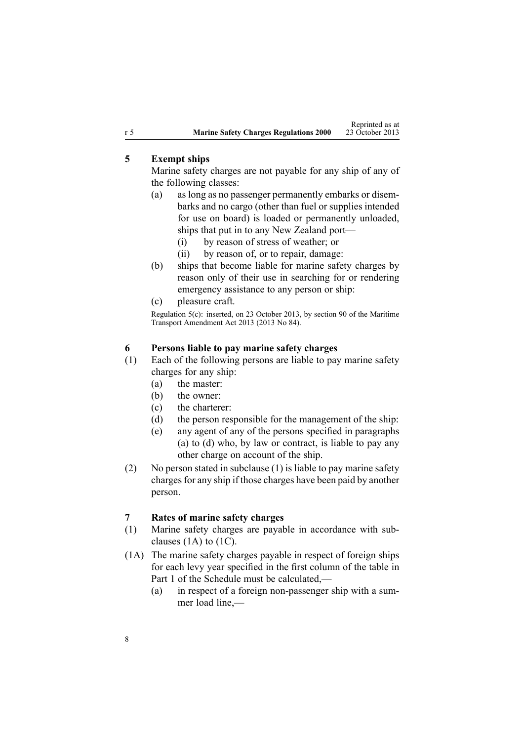## 5 Exempt ships

Marine safety charges are not payable for any ship of any of the following classes:

- (a) as long as no passenger permanently embarks or disembarks and no cargo (other than fuel or supplies intended for use on board) is loaded or permanently unloaded, ships that put in to any New Zealand port—
  - (i) by reason of stress of weather; or
  - (ii) by reason of, or to repair, damage:
- (b) ships that become liable for marine safety charges by reason only of their use in searching for or rendering emergency assistance to any person or ship:
- (c) pleasure craft.

Regulation 5(c): inserted, on 23 October 2013, by section 90 of the Maritime Transport Amendment Act 2013 (2013 No 84).

## 6 Persons liable to pay marine safety charges

(1) Each of the following persons are liable to pay marine safety charges for any ship:

- (a) the master:
- (b) the owner:
- (c) the charterer:
- (d) the person responsible for the management of the ship:
- (e) any agent of any of the persons specified in paragraphs (a) to (d) who, by law or contract, is liable to pay any other charge on account of the ship.

(2) No person stated in subclause (1) is liable to pay marine safety charges for any ship if those charges have been paid by another person.

## 7 Rates of marine safety charges

(1) Marine safety charges are payable in accordance with subclauses (1A) to (1C).

(1A) The marine safety charges payable in respect of foreign ships for each levy year specified in the first column of the table in Part 1 of the Schedule must be calculated,—

- (a) in respect of a foreign non-passenger ship with a summer load line,—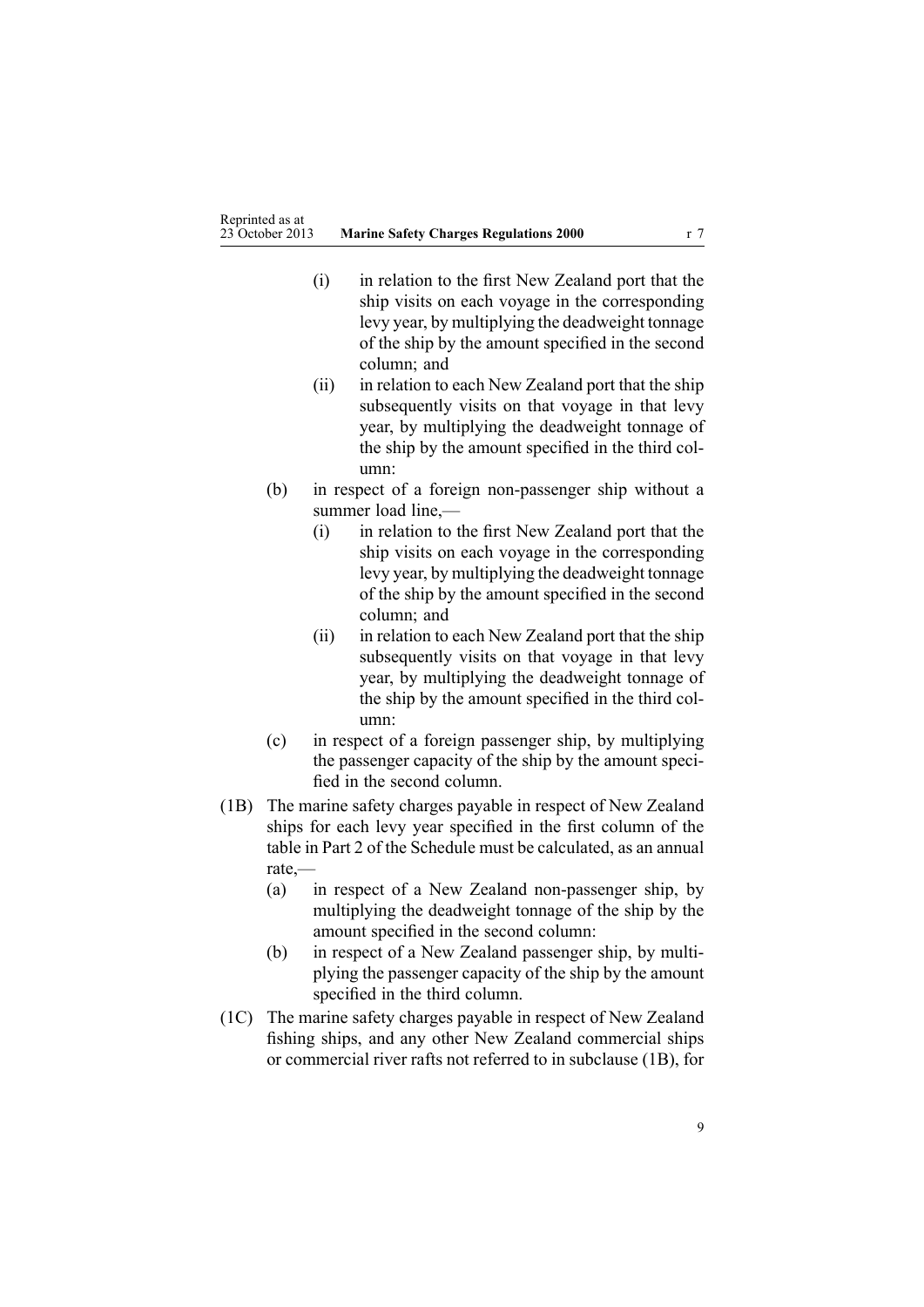- (i) in relation to the first New Zealand port that the ship visits on each voyage in the corresponding levy year, by multiplying the deadweight tonnage of the ship by the amount specified in the second column; and
  - (ii) in relation to each New Zealand port that the ship subsequently visits on that voyage in that levy year, by multiplying the deadweight tonnage of the ship by the amount specified in the third column:
- (b) in respect of a foreign non-passenger ship without a summer load line,—
  - (i) in relation to the first New Zealand port that the ship visits on each voyage in the corresponding levy year, by multiplying the deadweight tonnage of the ship by the amount specified in the second column; and
  - (ii) in relation to each New Zealand port that the ship subsequently visits on that voyage in that levy year, by multiplying the deadweight tonnage of the ship by the amount specified in the third column:
- (c) in respect of a foreign passenger ship, by multiplying the passenger capacity of the ship by the amount specified in the second column.

(1B) The marine safety charges payable in respect of New Zealand ships for each levy year specified in the first column of the table in Part 2 of the Schedule must be calculated, as an annual rate,—

- (a) in respect of a New Zealand non-passenger ship, by multiplying the deadweight tonnage of the ship by the amount specified in the second column:
- (b) in respect of a New Zealand passenger ship, by multiplying the passenger capacity of the ship by the amount specified in the third column.

(1C) The marine safety charges payable in respect of New Zealand fishing ships, and any other New Zealand commercial ships or commercial river rafts not referred to in subclause (1B), for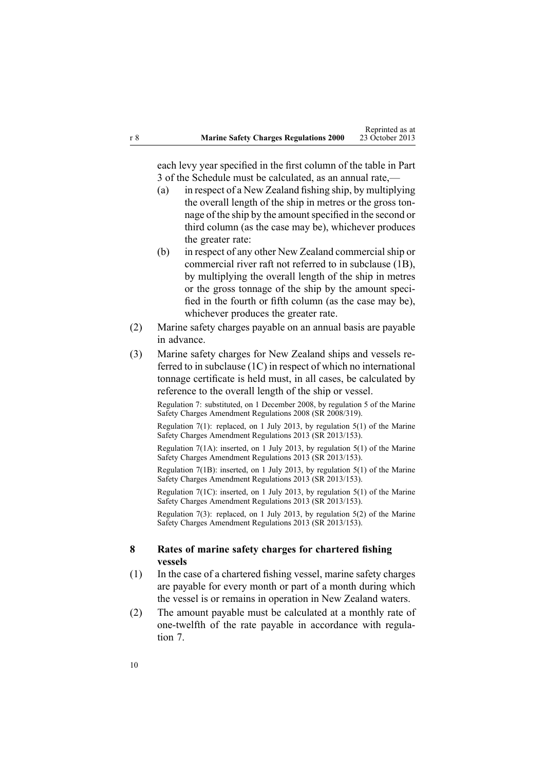each levy year specified in the first column of the table in Part 3 of the Schedule must be calculated, as an annual rate,—

(a) in respect of a New Zealand fishing ship, by multiplying the overall length of the ship in metres or the gross tonnage of the ship by the amount specified in the second or third column (as the case may be), whichever produces the greater rate:

(b) in respect of any other New Zealand commercial ship or commercial river raft not referred to in subclause (1B), by multiplying the overall length of the ship in metres or the gross tonnage of the ship by the amount specified in the fourth or fifth column (as the case may be), whichever produces the greater rate.

(2) Marine safety charges payable on an annual basis are payable in advance.

(3) Marine safety charges for New Zealand ships and vessels referred to in subclause (1C) in respect of which no international tonnage certificate is held must, in all cases, be calculated by reference to the overall length of the ship or vessel.

Regulation 7: substituted, on 1 December 2008, by regulation 5 of the Marine Safety Charges Amendment Regulations 2008 (SR 2008/319).

Regulation 7(1): replaced, on 1 July 2013, by regulation 5(1) of the Marine Safety Charges Amendment Regulations 2013 (SR 2013/153).

Regulation 7(1A): inserted, on 1 July 2013, by regulation 5(1) of the Marine Safety Charges Amendment Regulations 2013 (SR 2013/153).

Regulation 7(1B): inserted, on 1 July 2013, by regulation 5(1) of the Marine Safety Charges Amendment Regulations 2013 (SR 2013/153).

Regulation 7(1C): inserted, on 1 July 2013, by regulation 5(1) of the Marine Safety Charges Amendment Regulations 2013 (SR 2013/153).

Regulation 7(3): replaced, on 1 July 2013, by regulation 5(2) of the Marine Safety Charges Amendment Regulations 2013 (SR 2013/153).

## 8 Rates of marine safety charges for chartered fishing vessels

(1) In the case of a chartered fishing vessel, marine safety charges are payable for every month or part of a month during which the vessel is or remains in operation in New Zealand waters.

(2) The amount payable must be calculated at a monthly rate of one-twelfth of the rate payable in accordance with regulation 7.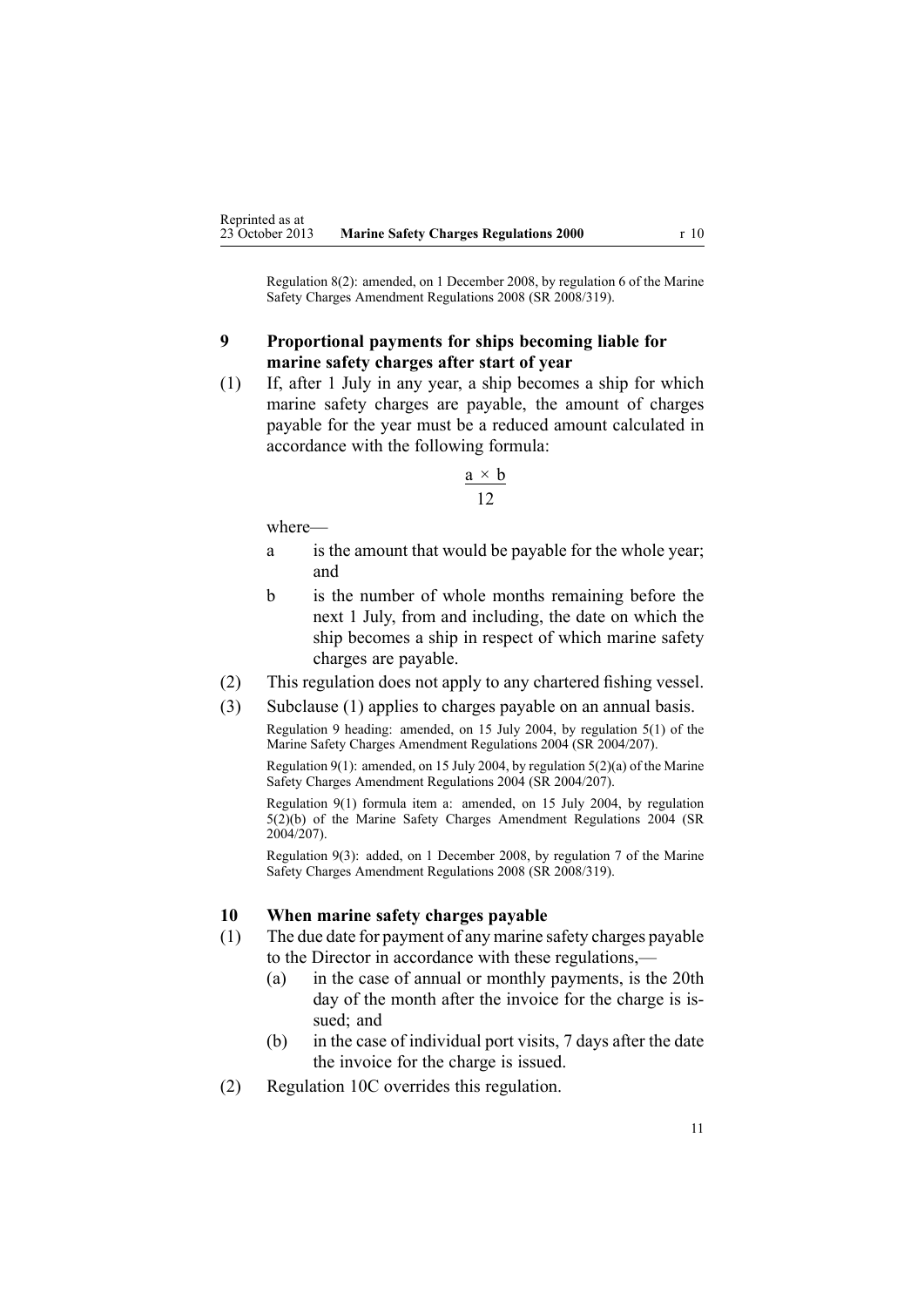Regulation 8(2): amended, on 1 December 2008, by regulation 6 of the Marine Safety Charges Amendment Regulations 2008 (SR 2008/319).

### 9 Proportional payments for ships becoming liable for marine safety charges after start of year

(1) If, after 1 July in any year, a ship becomes a ship for which marine safety charges are payable, the amount of charges payable for the year must be a reduced amount calculated in accordance with the following formula:

$$\frac{a \times b}{12}$$

where—

a is the amount that would be payable for the whole year; and

b is the number of whole months remaining before the next 1 July, from and including, the date on which the ship becomes a ship in respect of which marine safety charges are payable.

(2) This regulation does not apply to any chartered fishing vessel.

(3) Subclause (1) applies to charges payable on an annual basis.

Regulation 9 heading: amended, on 15 July 2004, by regulation 5(1) of the Marine Safety Charges Amendment Regulations 2004 (SR 2004/207).

Regulation 9(1): amended, on 15 July 2004, by regulation 5(2)(a) of the Marine Safety Charges Amendment Regulations 2004 (SR 2004/207).

Regulation 9(1) formula item a: amended, on 15 July 2004, by regulation 5(2)(b) of the Marine Safety Charges Amendment Regulations 2004 (SR 2004/207).

Regulation 9(3): added, on 1 December 2008, by regulation 7 of the Marine Safety Charges Amendment Regulations 2008 (SR 2008/319).

### 10 When marine safety charges payable

(1) The due date for payment of any marine safety charges payable to the Director in accordance with these regulations,—

(a) in the case of annual or monthly payments, is the 20th day of the month after the invoice for the charge is issued; and

(b) in the case of individual port visits, 7 days after the date the invoice for the charge is issued.

(2) Regulation 10C overrides this regulation.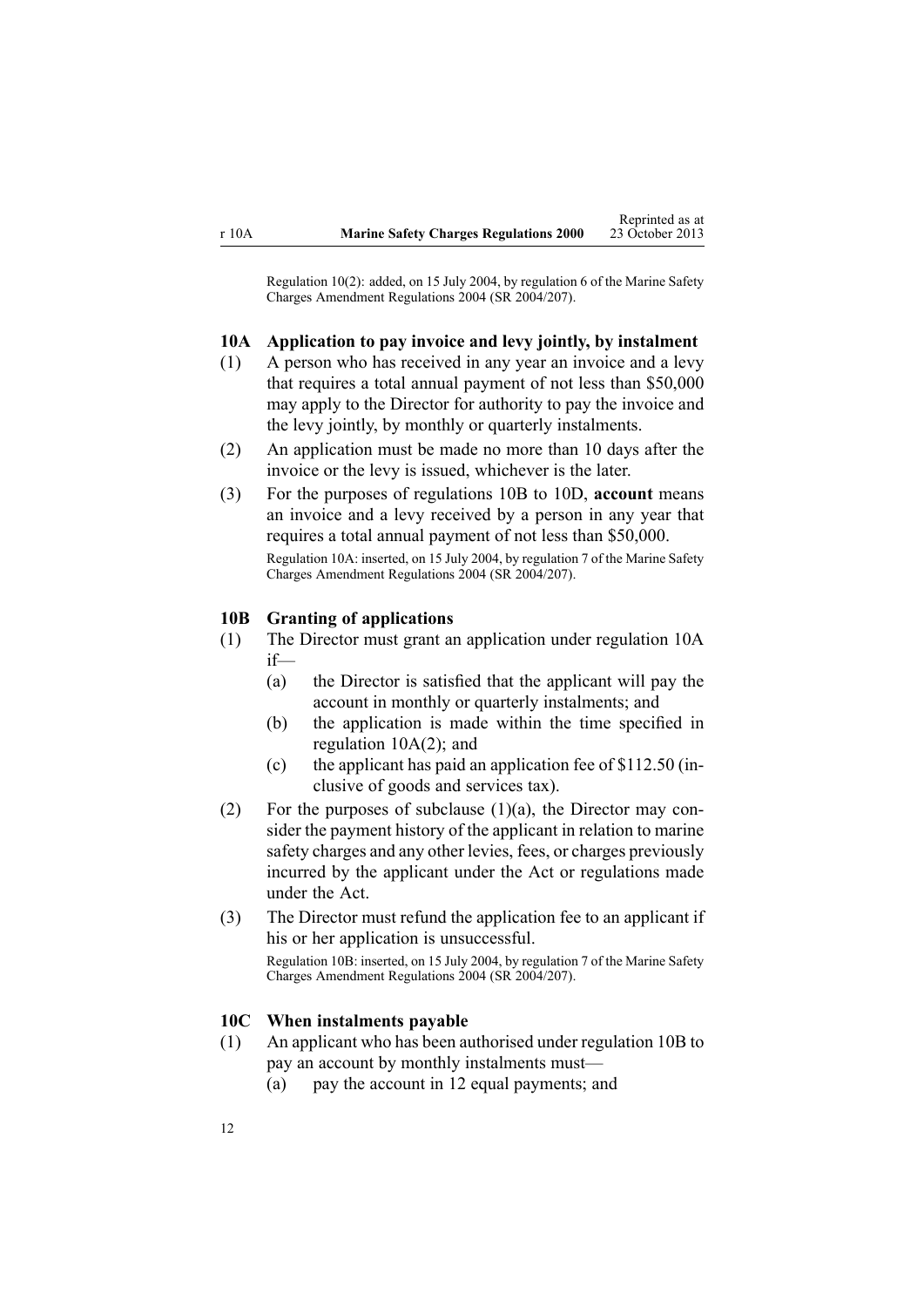Regulation 10(2): added, on 15 July 2004, by regulation 6 of the Marine Safety Charges Amendment Regulations 2004 (SR 2004/207).

### 10A Application to pay invoice and levy jointly, by instalment

(1) A person who has received in any year an invoice and a levy that requires a total annual payment of not less than $50,000 may apply to the Director for authority to pay the invoice and the levy jointly, by monthly or quarterly instalments.

(2) An application must be made no more than 10 days after the invoice or the levy is issued, whichever is the later.

(3) For the purposes of regulations 10B to 10D, **account** means an invoice and a levy received by a person in any year that requires a total annual payment of not less than $50,000.

Regulation 10A: inserted, on 15 July 2004, by regulation 7 of the Marine Safety Charges Amendment Regulations 2004 (SR 2004/207).

### 10B Granting of applications

(1) The Director must grant an application under regulation 10A if—

  (a) the Director is satisfied that the applicant will pay the account in monthly or quarterly instalments; and

  (b) the application is made within the time specified in regulation 10A(2); and

  (c) the applicant has paid an application fee of $112.50 (inclusive of goods and services tax).

(2) For the purposes of subclause (1)(a), the Director may consider the payment history of the applicant in relation to marine safety charges and any other levies, fees, or charges previously incurred by the applicant under the Act or regulations made under the Act.

(3) The Director must refund the application fee to an applicant if his or her application is unsuccessful.

Regulation 10B: inserted, on 15 July 2004, by regulation 7 of the Marine Safety Charges Amendment Regulations 2004 (SR 2004/207).

### 10C When instalments payable

(1) An applicant who has been authorised under regulation 10B to pay an account by monthly instalments must—

  (a) pay the account in 12 equal payments; and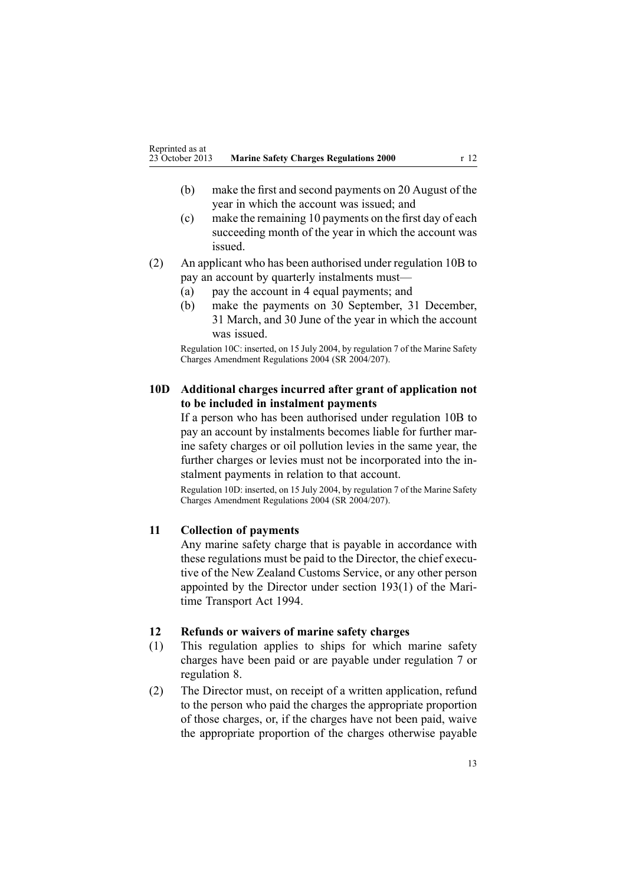(b) make the first and second payments on 20 August of the year in which the account was issued; and

(c) make the remaining 10 payments on the first day of each succeeding month of the year in which the account was issued.

(2) An applicant who has been authorised under regulation 10B to pay an account by quarterly instalments must—

(a) pay the account in 4 equal payments; and

(b) make the payments on 30 September, 31 December, 31 March, and 30 June of the year in which the account was issued.

Regulation 10C: inserted, on 15 July 2004, by regulation 7 of the Marine Safety Charges Amendment Regulations 2004 (SR 2004/207).

### 10D Additional charges incurred after grant of application not to be included in instalment payments

If a person who has been authorised under regulation 10B to pay an account by instalments becomes liable for further marine safety charges or oil pollution levies in the same year, the further charges or levies must not be incorporated into the instalment payments in relation to that account.

Regulation 10D: inserted, on 15 July 2004, by regulation 7 of the Marine Safety Charges Amendment Regulations 2004 (SR 2004/207).

### 11 Collection of payments

Any marine safety charge that is payable in accordance with these regulations must be paid to the Director, the chief executive of the New Zealand Customs Service, or any other person appointed by the Director under section 193(1) of the Maritime Transport Act 1994.

### 12 Refunds or waivers of marine safety charges

(1) This regulation applies to ships for which marine safety charges have been paid or are payable under regulation 7 or regulation 8.

(2) The Director must, on receipt of a written application, refund to the person who paid the charges the appropriate proportion of those charges, or, if the charges have not been paid, waive the appropriate proportion of the charges otherwise payable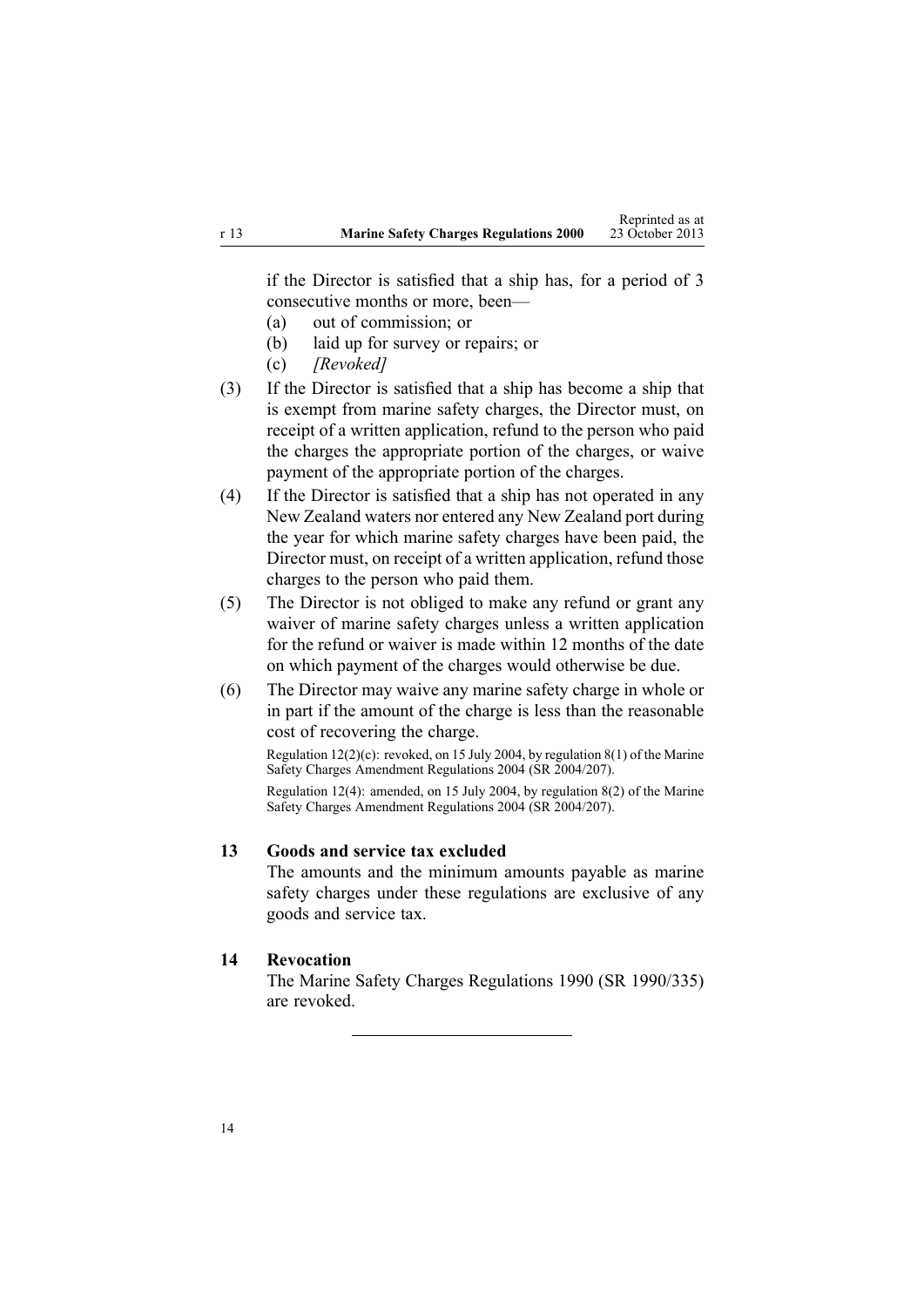if the Director is satisfied that a ship has, for a period of 3 consecutive months or more, been—

(a) out of commission; or

(b) laid up for survey or repairs; or

(c) *[Revoked]*

(3) If the Director is satisfied that a ship has become a ship that is exempt from marine safety charges, the Director must, on receipt of a written application, refund to the person who paid the charges the appropriate portion of the charges, or waive payment of the appropriate portion of the charges.

(4) If the Director is satisfied that a ship has not operated in any New Zealand waters nor entered any New Zealand port during the year for which marine safety charges have been paid, the Director must, on receipt of a written application, refund those charges to the person who paid them.

(5) The Director is not obliged to make any refund or grant any waiver of marine safety charges unless a written application for the refund or waiver is made within 12 months of the date on which payment of the charges would otherwise be due.

(6) The Director may waive any marine safety charge in whole or in part if the amount of the charge is less than the reasonable cost of recovering the charge.

Regulation 12(2)(c): revoked, on 15 July 2004, by regulation 8(1) of the Marine Safety Charges Amendment Regulations 2004 (SR 2004/207).

Regulation 12(4): amended, on 15 July 2004, by regulation 8(2) of the Marine Safety Charges Amendment Regulations 2004 (SR 2004/207).

### 13 Goods and service tax excluded

The amounts and the minimum amounts payable as marine safety charges under these regulations are exclusive of any goods and service tax.

### 14 Revocation

The Marine Safety Charges Regulations 1990 (SR 1990/335) are revoked.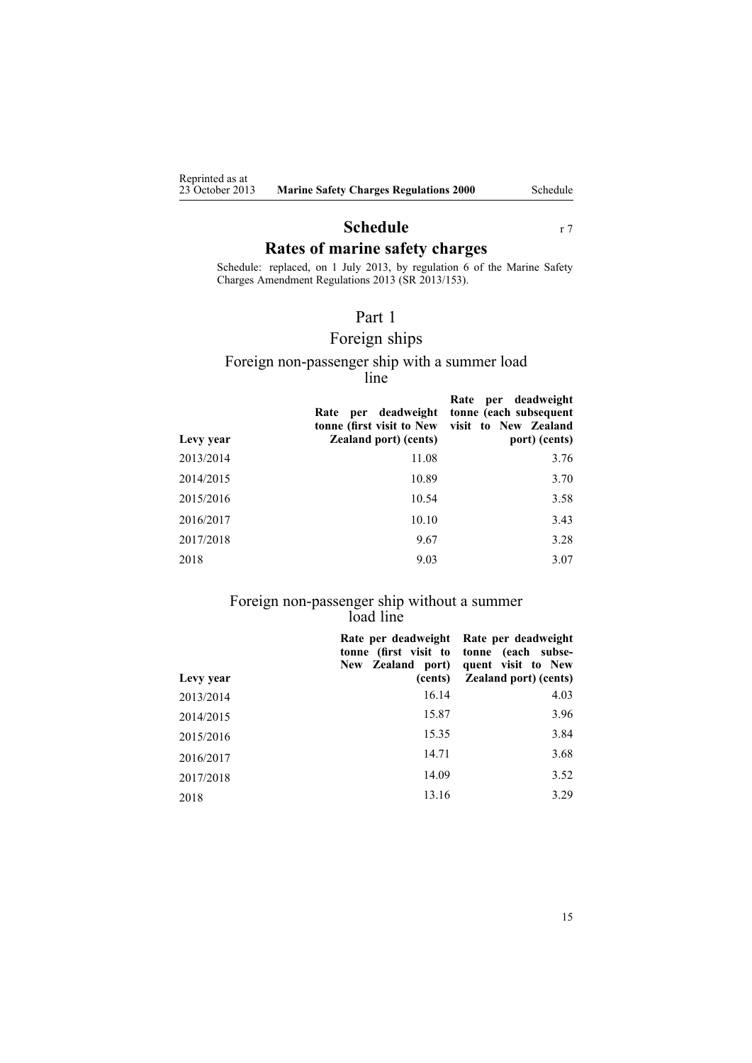# Schedule

r 7

## Rates of marine safety charges

Schedule: replaced, on 1 July 2013, by regulation 6 of the Marine Safety Charges Amendment Regulations 2013 (SR 2013/153).

## Part 1

## Foreign ships

### Foreign non-passenger ship with a summer load line

| Levy year | Rate per deadweight tonne (first visit to New Zealand port) (cents) | Rate per deadweight tonne (each subsequent visit to New Zealand port) (cents) |
|---|---|---|
| 2013/2014 | 11.08 | 3.76 |
| 2014/2015 | 10.89 | 3.70 |
| 2015/2016 | 10.54 | 3.58 |
| 2016/2017 | 10.10 | 3.43 |
| 2017/2018 | 9.67 | 3.28 |
| 2018 | 9.03 | 3.07 |

### Foreign non-passenger ship without a summer load line

| Levy year | Rate per deadweight tonne (first visit to New Zealand port) (cents) | Rate per deadweight tonne (each subsequent visit to New Zealand port) (cents) |
|---|---|---|
| 2013/2014 | 16.14 | 4.03 |
| 2014/2015 | 15.87 | 3.96 |
| 2015/2016 | 15.35 | 3.84 |
| 2016/2017 | 14.71 | 3.68 |
| 2017/2018 | 14.09 | 3.52 |
| 2018 | 13.16 | 3.29 |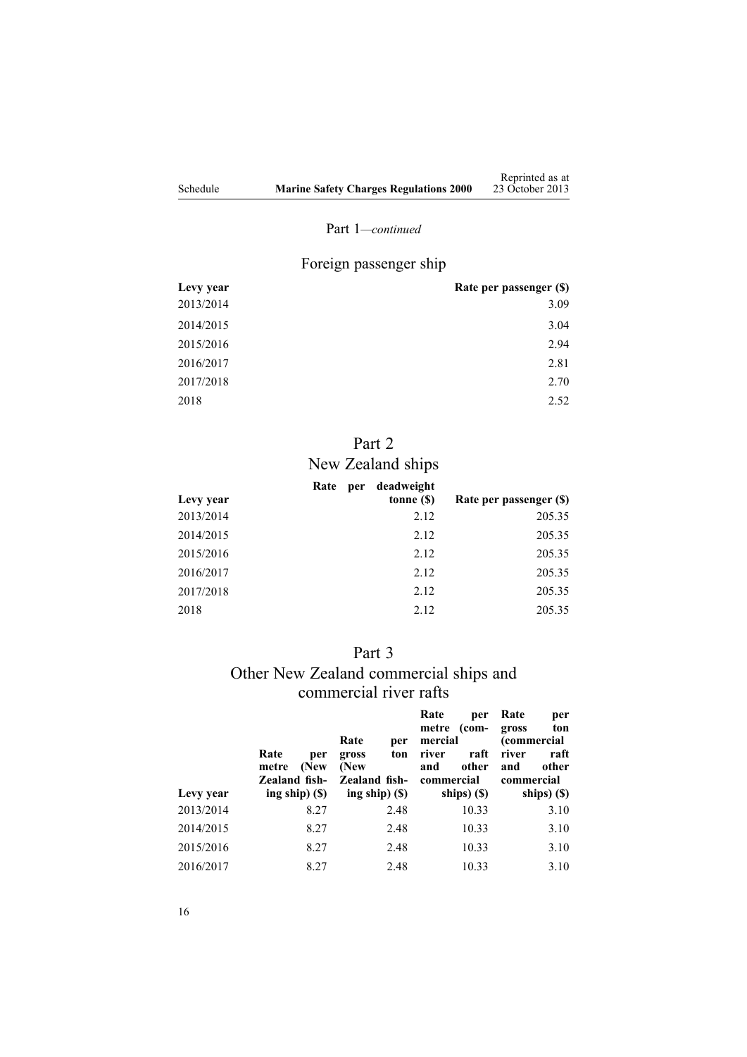Part 1—*continued*

### Foreign passenger ship

| Levy year | Rate per passenger ($) |
|---|---|
| 2013/2014 | 3.09 |
| 2014/2015 | 3.04 |
| 2015/2016 | 2.94 |
| 2016/2017 | 2.81 |
| 2017/2018 | 2.70 |
| 2018 | 2.52 |

## Part 2
## New Zealand ships

| Levy year | Rate per deadweight tonne ($) | Rate per passenger ($) |
|---|---|---|
| 2013/2014 | 2.12 | 205.35 |
| 2014/2015 | 2.12 | 205.35 |
| 2015/2016 | 2.12 | 205.35 |
| 2016/2017 | 2.12 | 205.35 |
| 2017/2018 | 2.12 | 205.35 |
| 2018 | 2.12 | 205.35 |

## Part 3
## Other New Zealand commercial ships and commercial river rafts

| Levy year | Rate per metre (New Zealand fishing ship) ($) | Rate per gross ton (New Zealand fishing ship) ($) | Rate per metre (commercial river raft and other commercial ships) ($) | Rate per gross ton (commercial river raft and other commercial ships) ($) |
|---|---|---|---|---|
| 2013/2014 | 8.27 | 2.48 | 10.33 | 3.10 |
| 2014/2015 | 8.27 | 2.48 | 10.33 | 3.10 |
| 2015/2016 | 8.27 | 2.48 | 10.33 | 3.10 |
| 2016/2017 | 8.27 | 2.48 | 10.33 | 3.10 |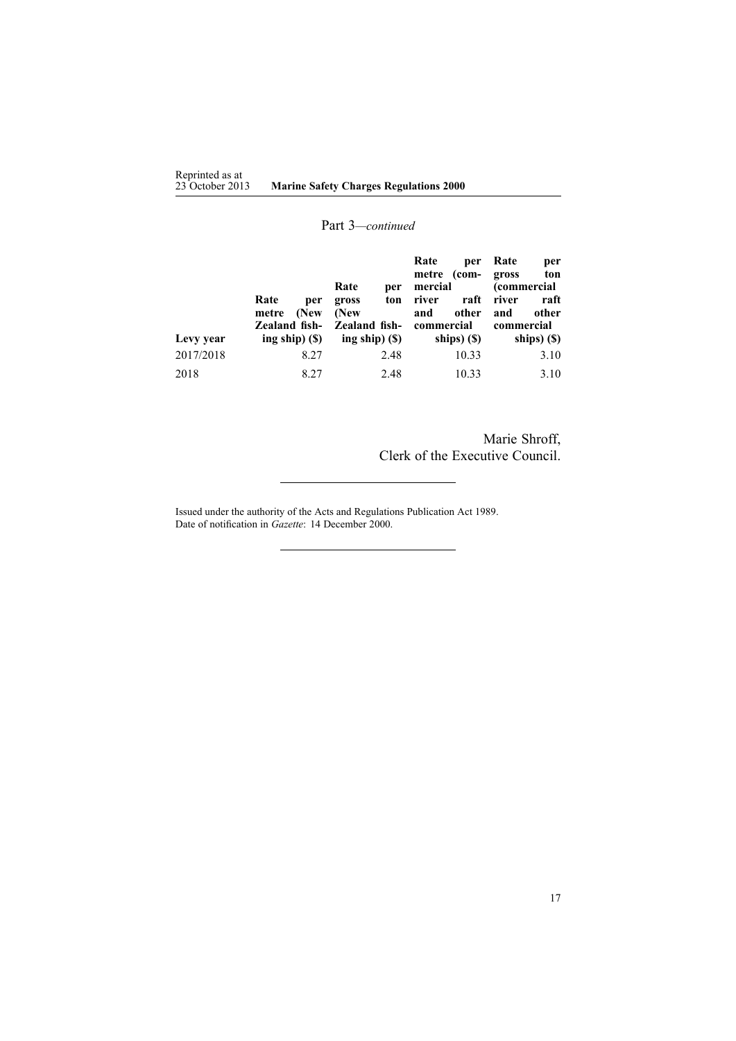Part 3—*continued*

| Levy year | Rate per metre (New Zealand fishing ship) ($) | Rate per gross ton (New Zealand fishing ship) ($) | Rate per metre (commercial river raft and other commercial ships) ($) | Rate per gross ton (commercial river raft and other commercial ships) ($) |
|---|---|---|---|---|
| 2017/2018 | 8.27 | 2.48 | 10.33 | 3.10 |
| 2018 | 8.27 | 2.48 | 10.33 | 3.10 |

Marie Shroff,
Clerk of the Executive Council.

---

Issued under the authority of the Acts and Regulations Publication Act 1989.
Date of notification in *Gazette*: 14 December 2000.

---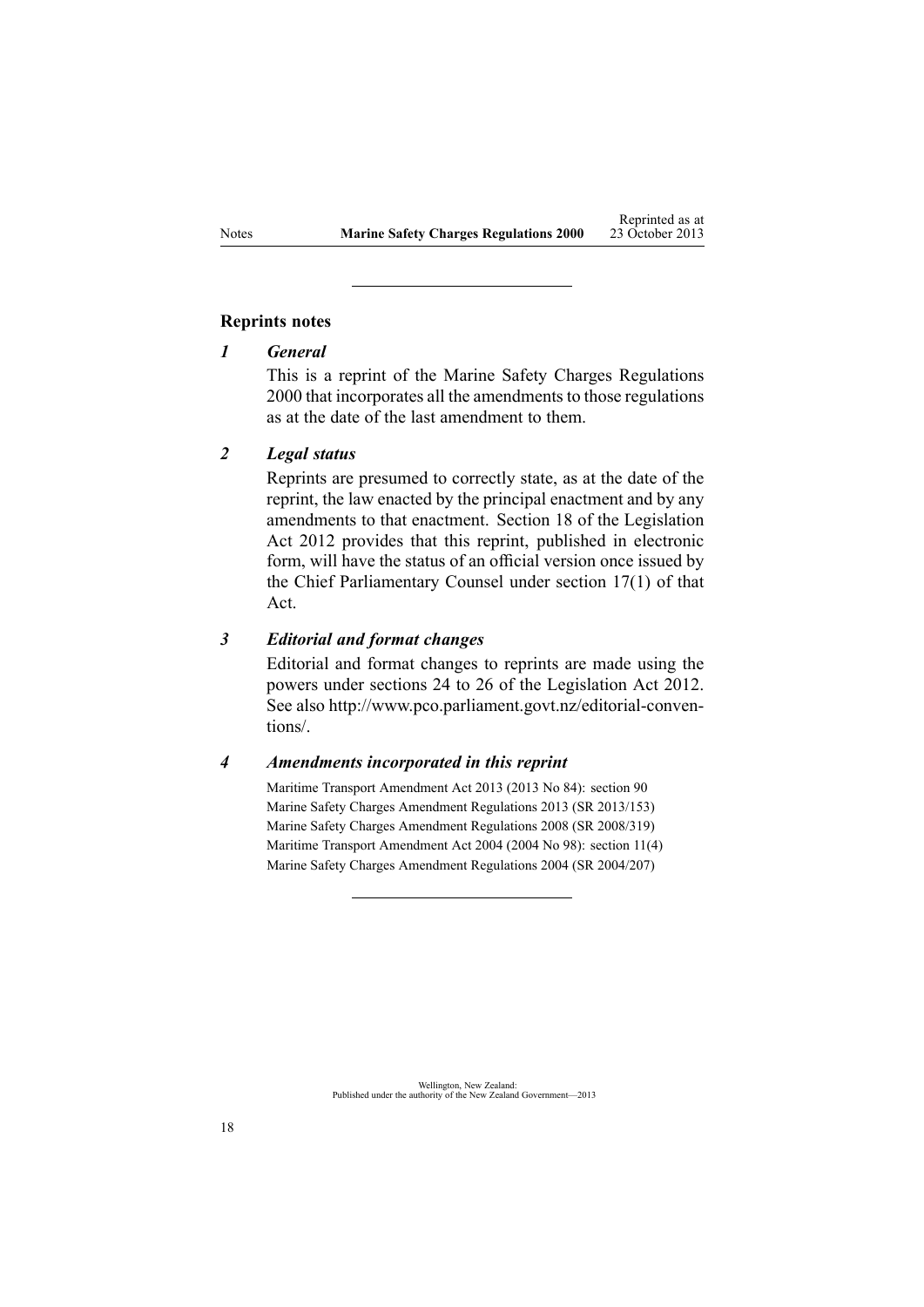## Reprints notes

### *1 General*

This is a reprint of the Marine Safety Charges Regulations 2000 that incorporates all the amendments to those regulations as at the date of the last amendment to them.

### *2 Legal status*

Reprints are presumed to correctly state, as at the date of the reprint, the law enacted by the principal enactment and by any amendments to that enactment. Section 18 of the Legislation Act 2012 provides that this reprint, published in electronic form, will have the status of an official version once issued by the Chief Parliamentary Counsel under section 17(1) of that Act.

### *3 Editorial and format changes*

Editorial and format changes to reprints are made using the powers under sections 24 to 26 of the Legislation Act 2012. See also http://www.pco.parliament.govt.nz/editorial-conventions/.

### *4 Amendments incorporated in this reprint*

Maritime Transport Amendment Act 2013 (2013 No 84): section 90
Marine Safety Charges Amendment Regulations 2013 (SR 2013/153)
Marine Safety Charges Amendment Regulations 2008 (SR 2008/319)
Maritime Transport Amendment Act 2004 (2004 No 98): section 11(4)
Marine Safety Charges Amendment Regulations 2004 (SR 2004/207)

Wellington, New Zealand:
Published under the authority of the New Zealand Government—2013